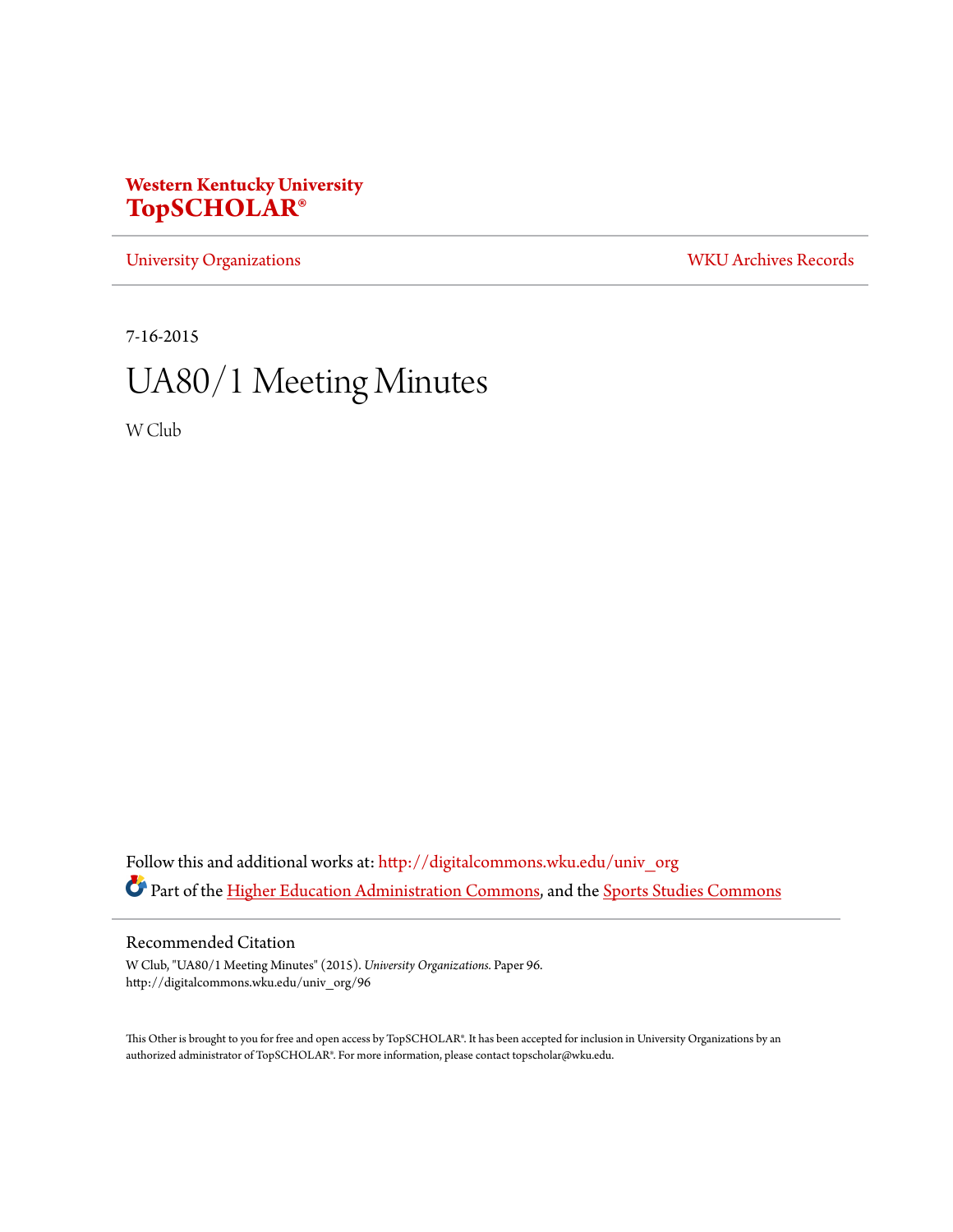**Western Kentucky University**
**TopSCHOLAR®**

University Organizations | WKU Archives Records

7-16-2015

# UA80/1 Meeting Minutes

W Club

Follow this and additional works at: http://digitalcommons.wku.edu/univ_org

Part of the Higher Education Administration Commons, and the Sports Studies Commons

## Recommended Citation

W Club, "UA80/1 Meeting Minutes" (2015). *University Organizations.* Paper 96.
http://digitalcommons.wku.edu/univ_org/96

This Other is brought to you for free and open access by TopSCHOLAR®. It has been accepted for inclusion in University Organizations by an authorized administrator of TopSCHOLAR®. For more information, please contact topscholar@wku.edu.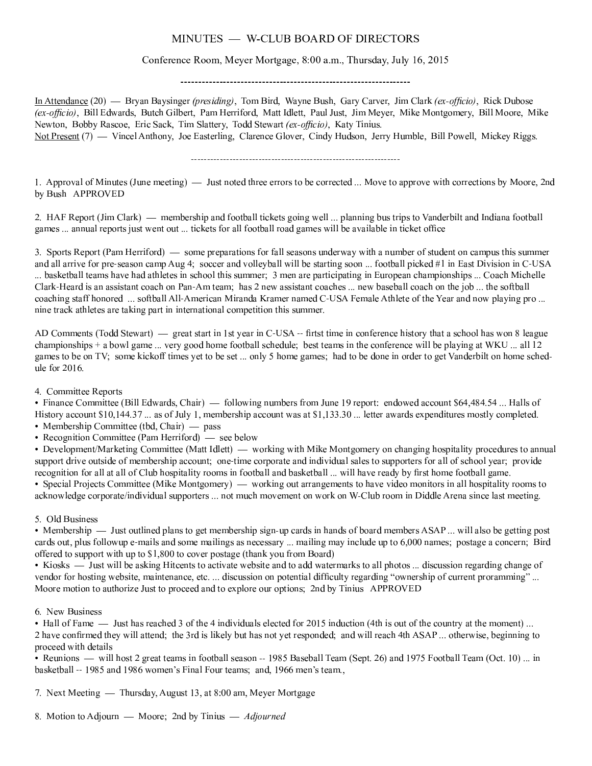# MINUTES — W-CLUB BOARD OF DIRECTORS

Conference Room, Meyer Mortgage, 8:00 a.m., Thursday, July 16, 2015

---

In Attendance (20) — Bryan Baysinger *(presiding)*, Tom Bird, Wayne Bush, Gary Carver, Jim Clark *(ex-officio)*, Rick Dubose *(ex-officio)*, Bill Edwards, Butch Gilbert, Pam Herriford, Matt Idlett, Paul Just, Jim Meyer, Mike Montgomery, Bill Moore, Mike Newton, Bobby Rascoe, Eric Sack, Tim Slattery, Todd Stewart *(ex-officio)*, Katy Tinius.
Not Present (7) — Vincel Anthony, Joe Easterling, Clarence Glover, Cindy Hudson, Jerry Humble, Bill Powell, Mickey Riggs.

---

1. Approval of Minutes (June meeting) — Just noted three errors to be corrected ... Move to approve with corrections by Moore, 2nd by Bush APPROVED

2. HAF Report (Jim Clark) — membership and football tickets going well ... planning bus trips to Vanderbilt and Indiana football games ... annual reports just went out ... tickets for all football road games will be available in ticket office

3. Sports Report (Pam Herriford) — some preparations for fall seasons underway with a number of student on campus this summer and all arrive for pre-season camp Aug 4; soccer and volleyball will be starting soon ... football picked #1 in East Division in C-USA ... basketball teams have had athletes in school this summer; 3 men are participating in European championships ... Coach Michelle Clark-Heard is an assistant coach on Pan-Am team; has 2 new assistant coaches ... new baseball coach on the job ... the softball coaching staff honored ... softball All-American Miranda Kramer named C-USA Female Athlete of the Year and now playing pro ... nine track athletes are taking part in international competition this summer.

AD Comments (Todd Stewart) — great start in 1st year in C-USA -- firtst time in conference history that a school has won 8 league championships + a bowl game ... very good home football schedule; best teams in the conference will be playing at WKU ... all 12 games to be on TV; some kickoff times yet to be set ... only 5 home games; had to be done in order to get Vanderbilt on home schedule for 2016.

4. Committee Reports

- Finance Committee (Bill Edwards, Chair) — following numbers from June 19 report: endowed account $64,484.54 ... Halls of History account $10,144.37 ... as of July 1, membership account was at $1,133.30 ... letter awards expenditures mostly completed.
- Membership Committee (tbd, Chair) — pass
- Recognition Committee (Pam Herriford) — see below
- Development/Marketing Committee (Matt Idlett) — working with Mike Montgomery on changing hospitality procedures to annual support drive outside of membership account; one-time corporate and individual sales to supporters for all of school year; provide recognition for all at all of Club hospitality rooms in football and basketball ... will have ready by first home football game.
- Special Projects Committee (Mike Montgomery) — working out arrangements to have video monitors in all hospitality rooms to acknowledge corporate/individual supporters ... not much movement on work on W-Club room in Diddle Arena since last meeting.

5. Old Business

- Membership — Just outlined plans to get membership sign-up cards in hands of board members ASAP ... will also be getting post cards out, plus followup e-mails and some mailings as necessary ... mailing may include up to 6,000 names; postage a concern; Bird offered to support with up to $1,800 to cover postage (thank you from Board)
- Kiosks — Just will be asking Hitcents to activate website and to add watermarks to all photos ... discussion regarding change of vendor for hosting website, maintenance, etc. ... discussion on potential difficulty regarding "ownership of current proramming" ... Moore motion to authorize Just to proceed and to explore our options; 2nd by Tinius APPROVED

6. New Business

- Hall of Fame — Just has reached 3 of the 4 individuals elected for 2015 induction (4th is out of the country at the moment) ... 2 have confirmed they will attend; the 3rd is likely but has not yet responded; and will reach 4th ASAP ... otherwise, beginning to proceed with details
- Reunions — will host 2 great teams in football season -- 1985 Baseball Team (Sept. 26) and 1975 Football Team (Oct. 10) ... in basketball -- 1985 and 1986 women's Final Four teams; and, 1966 men's team.,

7. Next Meeting — Thursday, August 13, at 8:00 am, Meyer Mortgage

8. Motion to Adjourn — Moore; 2nd by Tinius — *Adjourned*